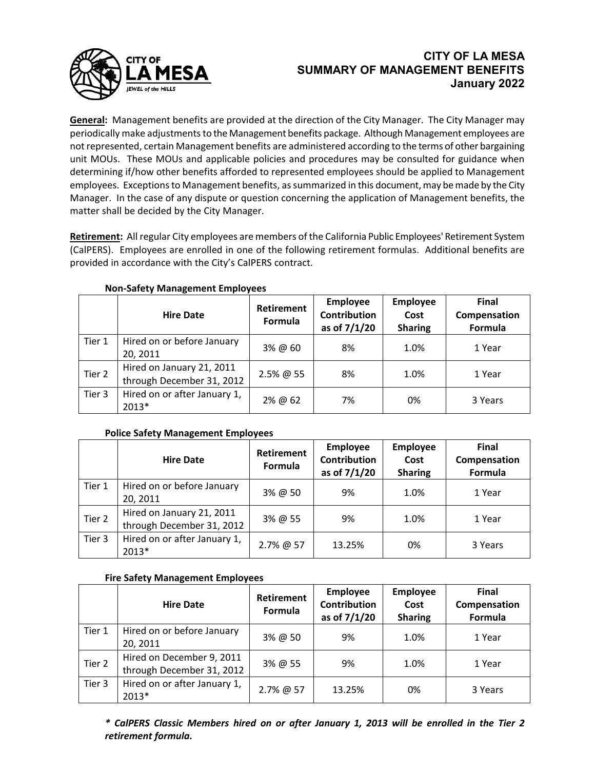# CITY OF LA MESA
## SUMMARY OF MANAGEMENT BENEFITS
### January 2022

**General:** Management benefits are provided at the direction of the City Manager. The City Manager may periodically make adjustments to the Management benefits package. Although Management employees are not represented, certain Management benefits are administered according to the terms of other bargaining unit MOUs. These MOUs and applicable policies and procedures may be consulted for guidance when determining if/how other benefits afforded to represented employees should be applied to Management employees. Exceptions to Management benefits, as summarized in this document, may be made by the City Manager. In the case of any dispute or question concerning the application of Management benefits, the matter shall be decided by the City Manager.

**Retirement:** All regular City employees are members of the California Public Employees' Retirement System (CalPERS). Employees are enrolled in one of the following retirement formulas. Additional benefits are provided in accordance with the City's CalPERS contract.

**Non-Safety Management Employees**

| | Hire Date | Retirement Formula | Employee Contribution as of 7/1/20 | Employee Cost Sharing | Final Compensation Formula |
|---|---|---|---|---|---|
| Tier 1 | Hired on or before January 20, 2011 | 3% @ 60 | 8% | 1.0% | 1 Year |
| Tier 2 | Hired on January 21, 2011 through December 31, 2012 | 2.5% @ 55 | 8% | 1.0% | 1 Year |
| Tier 3 | Hired on or after January 1, 2013* | 2% @ 62 | 7% | 0% | 3 Years |

**Police Safety Management Employees**

| | Hire Date | Retirement Formula | Employee Contribution as of 7/1/20 | Employee Cost Sharing | Final Compensation Formula |
|---|---|---|---|---|---|
| Tier 1 | Hired on or before January 20, 2011 | 3% @ 50 | 9% | 1.0% | 1 Year |
| Tier 2 | Hired on January 21, 2011 through December 31, 2012 | 3% @ 55 | 9% | 1.0% | 1 Year |
| Tier 3 | Hired on or after January 1, 2013* | 2.7% @ 57 | 13.25% | 0% | 3 Years |

**Fire Safety Management Employees**

| | Hire Date | Retirement Formula | Employee Contribution as of 7/1/20 | Employee Cost Sharing | Final Compensation Formula |
|---|---|---|---|---|---|
| Tier 1 | Hired on or before January 20, 2011 | 3% @ 50 | 9% | 1.0% | 1 Year |
| Tier 2 | Hired on December 9, 2011 through December 31, 2012 | 3% @ 55 | 9% | 1.0% | 1 Year |
| Tier 3 | Hired on or after January 1, 2013* | 2.7% @ 57 | 13.25% | 0% | 3 Years |

***\* CalPERS Classic Members hired on or after January 1, 2013 will be enrolled in the Tier 2 retirement formula.***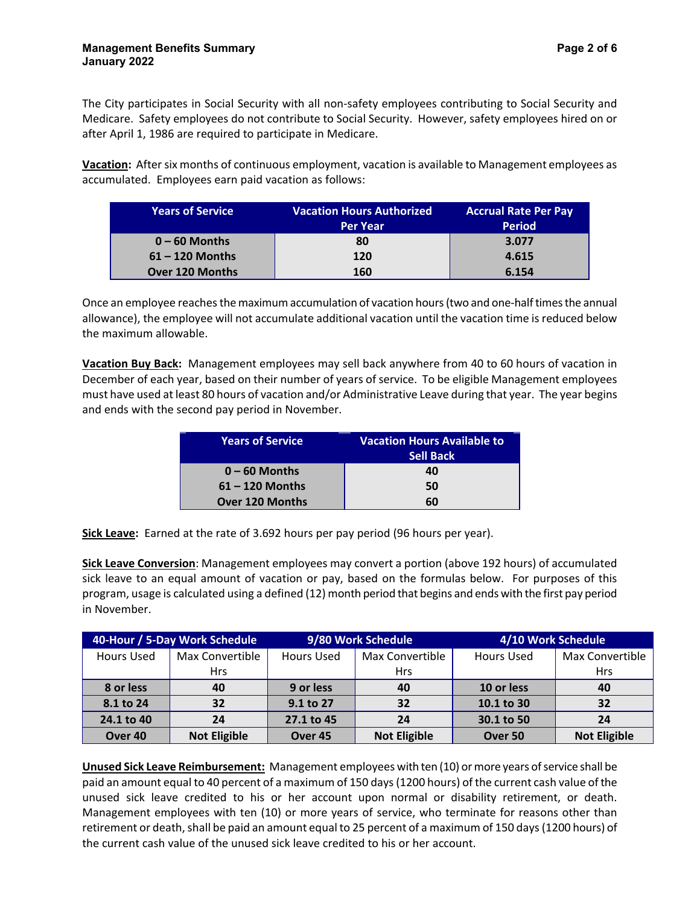The City participates in Social Security with all non-safety employees contributing to Social Security and Medicare. Safety employees do not contribute to Social Security. However, safety employees hired on or after April 1, 1986 are required to participate in Medicare.

**Vacation:** After six months of continuous employment, vacation is available to Management employees as accumulated. Employees earn paid vacation as follows:

| Years of Service | Vacation Hours Authorized Per Year | Accrual Rate Per Pay Period |
|---|---|---|
| 0 – 60 Months | 80 | 3.077 |
| 61 – 120 Months | 120 | 4.615 |
| Over 120 Months | 160 | 6.154 |

Once an employee reaches the maximum accumulation of vacation hours (two and one-half times the annual allowance), the employee will not accumulate additional vacation until the vacation time is reduced below the maximum allowable.

**Vacation Buy Back:** Management employees may sell back anywhere from 40 to 60 hours of vacation in December of each year, based on their number of years of service. To be eligible Management employees must have used at least 80 hours of vacation and/or Administrative Leave during that year. The year begins and ends with the second pay period in November.

| Years of Service | Vacation Hours Available to Sell Back |
|---|---|
| 0 – 60 Months | 40 |
| 61 – 120 Months | 50 |
| Over 120 Months | 60 |

**Sick Leave:** Earned at the rate of 3.692 hours per pay period (96 hours per year).

**Sick Leave Conversion**: Management employees may convert a portion (above 192 hours) of accumulated sick leave to an equal amount of vacation or pay, based on the formulas below. For purposes of this program, usage is calculated using a defined (12) month period that begins and ends with the first pay period in November.

| 40-Hour / 5-Day Work Schedule | | 9/80 Work Schedule | | 4/10 Work Schedule | |
|---|---|---|---|---|---|
| Hours Used | Max Convertible Hrs | Hours Used | Max Convertible Hrs | Hours Used | Max Convertible Hrs |
| 8 or less | 40 | 9 or less | 40 | 10 or less | 40 |
| 8.1 to 24 | 32 | 9.1 to 27 | 32 | 10.1 to 30 | 32 |
| 24.1 to 40 | 24 | 27.1 to 45 | 24 | 30.1 to 50 | 24 |
| Over 40 | Not Eligible | Over 45 | Not Eligible | Over 50 | Not Eligible |

**Unused Sick Leave Reimbursement:** Management employees with ten (10) or more years of service shall be paid an amount equal to 40 percent of a maximum of 150 days (1200 hours) of the current cash value of the unused sick leave credited to his or her account upon normal or disability retirement, or death. Management employees with ten (10) or more years of service, who terminate for reasons other than retirement or death, shall be paid an amount equal to 25 percent of a maximum of 150 days (1200 hours) of the current cash value of the unused sick leave credited to his or her account.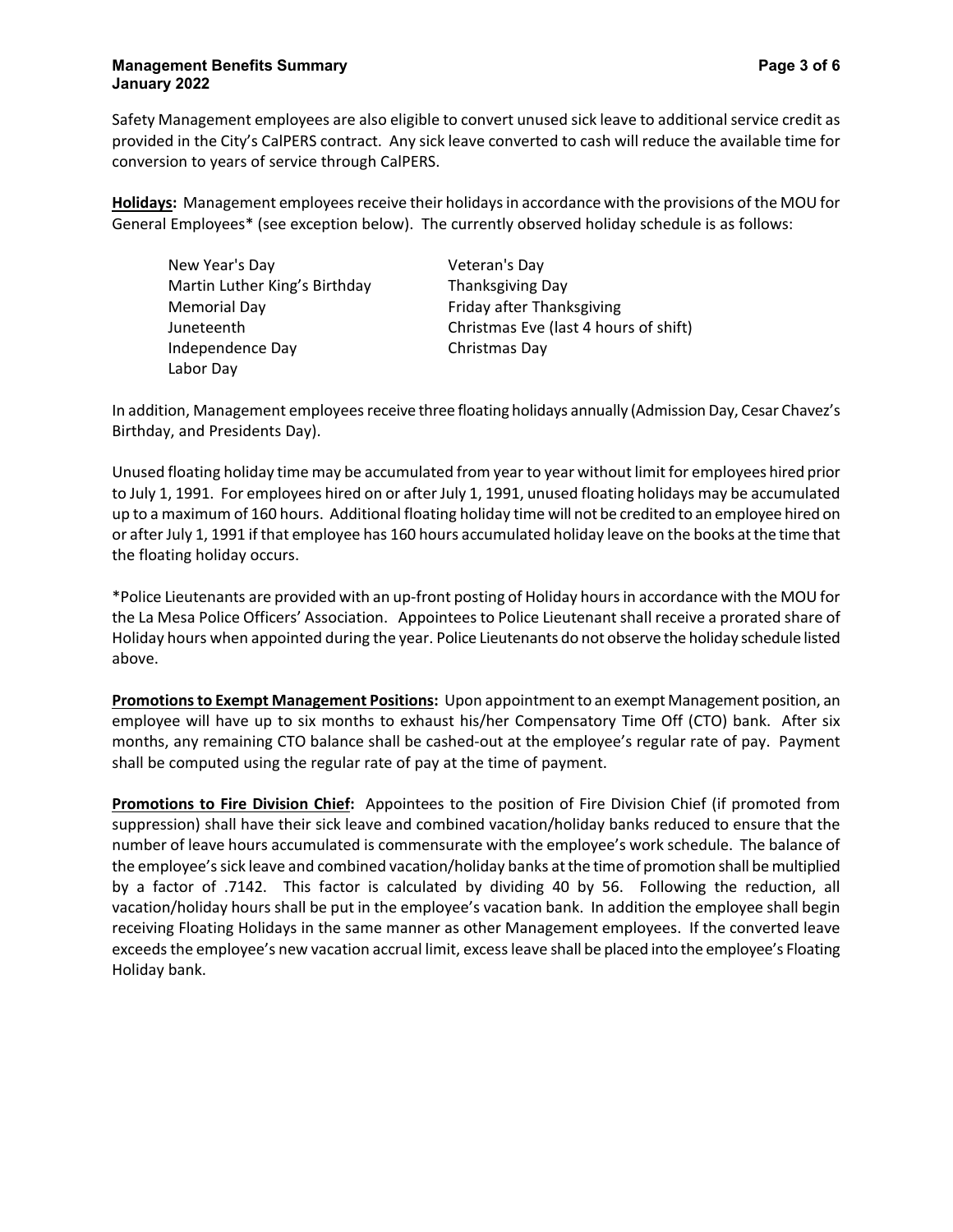Safety Management employees are also eligible to convert unused sick leave to additional service credit as provided in the City's CalPERS contract. Any sick leave converted to cash will reduce the available time for conversion to years of service through CalPERS.

**Holidays:** Management employees receive their holidays in accordance with the provisions of the MOU for General Employees* (see exception below). The currently observed holiday schedule is as follows:

- New Year's Day
- Martin Luther King's Birthday
- Memorial Day
- Juneteenth
- Independence Day
- Labor Day
- Veteran's Day
- Thanksgiving Day
- Friday after Thanksgiving
- Christmas Eve (last 4 hours of shift)
- Christmas Day

In addition, Management employees receive three floating holidays annually (Admission Day, Cesar Chavez's Birthday, and Presidents Day).

Unused floating holiday time may be accumulated from year to year without limit for employees hired prior to July 1, 1991. For employees hired on or after July 1, 1991, unused floating holidays may be accumulated up to a maximum of 160 hours. Additional floating holiday time will not be credited to an employee hired on or after July 1, 1991 if that employee has 160 hours accumulated holiday leave on the books at the time that the floating holiday occurs.

*Police Lieutenants are provided with an up-front posting of Holiday hours in accordance with the MOU for the La Mesa Police Officers' Association. Appointees to Police Lieutenant shall receive a prorated share of Holiday hours when appointed during the year. Police Lieutenants do not observe the holiday schedule listed above.

**Promotions to Exempt Management Positions:** Upon appointment to an exempt Management position, an employee will have up to six months to exhaust his/her Compensatory Time Off (CTO) bank. After six months, any remaining CTO balance shall be cashed-out at the employee's regular rate of pay. Payment shall be computed using the regular rate of pay at the time of payment.

**Promotions to Fire Division Chief:** Appointees to the position of Fire Division Chief (if promoted from suppression) shall have their sick leave and combined vacation/holiday banks reduced to ensure that the number of leave hours accumulated is commensurate with the employee's work schedule. The balance of the employee's sick leave and combined vacation/holiday banks at the time of promotion shall be multiplied by a factor of .7142. This factor is calculated by dividing 40 by 56. Following the reduction, all vacation/holiday hours shall be put in the employee's vacation bank. In addition the employee shall begin receiving Floating Holidays in the same manner as other Management employees. If the converted leave exceeds the employee's new vacation accrual limit, excess leave shall be placed into the employee's Floating Holiday bank.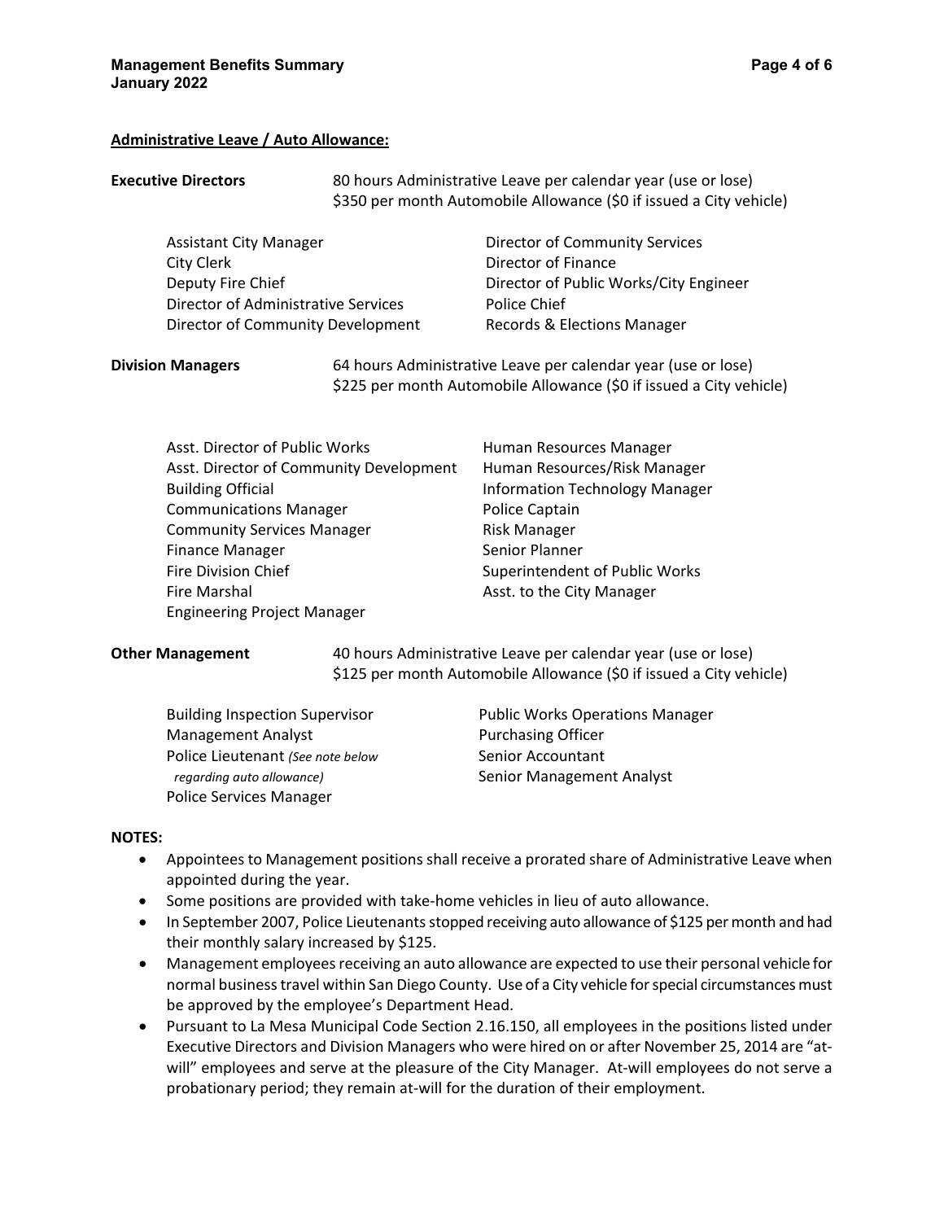**Administrative Leave / Auto Allowance:**

**Executive Directors**

80 hours Administrative Leave per calendar year (use or lose)
$350 per month Automobile Allowance ($0 if issued a City vehicle)

- Assistant City Manager
- City Clerk
- Deputy Fire Chief
- Director of Administrative Services
- Director of Community Development
- Director of Community Services
- Director of Finance
- Director of Public Works/City Engineer
- Police Chief
- Records & Elections Manager

**Division Managers**

64 hours Administrative Leave per calendar year (use or lose)
$225 per month Automobile Allowance ($0 if issued a City vehicle)

- Asst. Director of Public Works
- Asst. Director of Community Development
- Building Official
- Communications Manager
- Community Services Manager
- Finance Manager
- Fire Division Chief
- Fire Marshal
- Engineering Project Manager
- Human Resources Manager
- Human Resources/Risk Manager
- Information Technology Manager
- Police Captain
- Risk Manager
- Senior Planner
- Superintendent of Public Works
- Asst. to the City Manager

**Other Management**

40 hours Administrative Leave per calendar year (use or lose)
$125 per month Automobile Allowance ($0 if issued a City vehicle)

- Building Inspection Supervisor
- Management Analyst
- Police Lieutenant *(See note below regarding auto allowance)*
- Police Services Manager
- Public Works Operations Manager
- Purchasing Officer
- Senior Accountant
- Senior Management Analyst

**NOTES:**

- Appointees to Management positions shall receive a prorated share of Administrative Leave when appointed during the year.
- Some positions are provided with take-home vehicles in lieu of auto allowance.
- In September 2007, Police Lieutenants stopped receiving auto allowance of $125 per month and had their monthly salary increased by $125.
- Management employees receiving an auto allowance are expected to use their personal vehicle for normal business travel within San Diego County. Use of a City vehicle for special circumstances must be approved by the employee's Department Head.
- Pursuant to La Mesa Municipal Code Section 2.16.150, all employees in the positions listed under Executive Directors and Division Managers who were hired on or after November 25, 2014 are "at-will" employees and serve at the pleasure of the City Manager. At-will employees do not serve a probationary period; they remain at-will for the duration of their employment.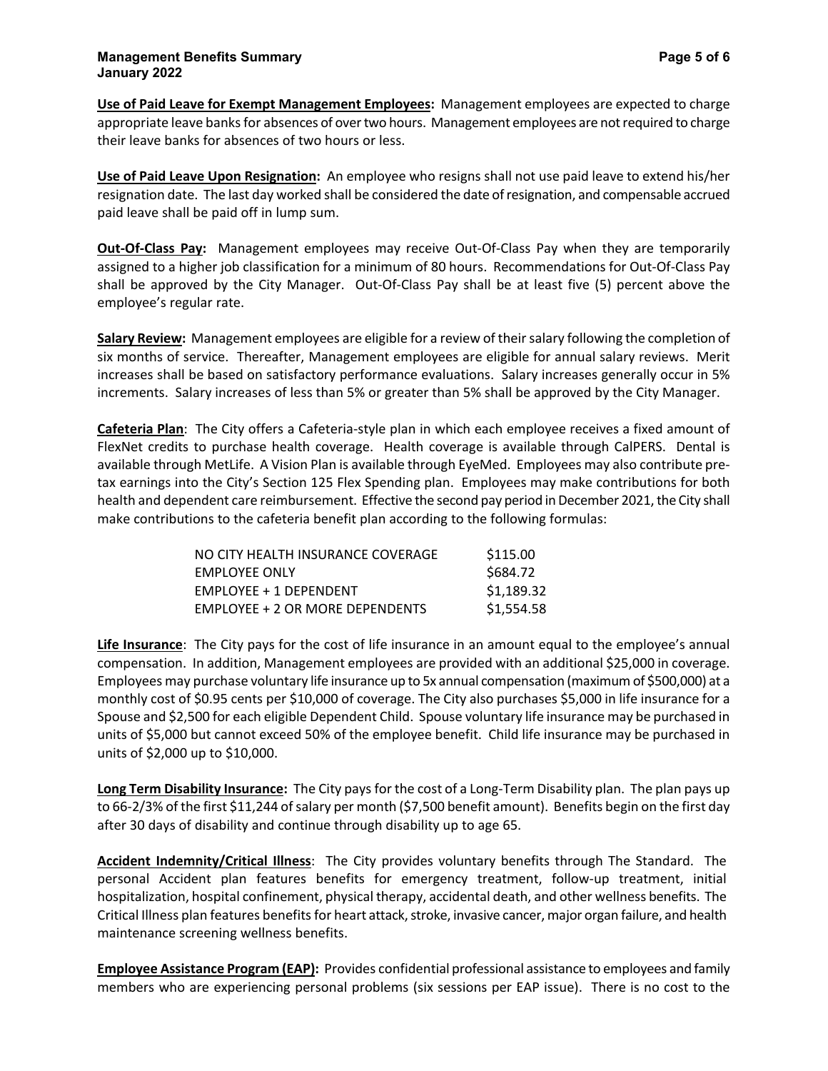**Use of Paid Leave for Exempt Management Employees:** Management employees are expected to charge appropriate leave banks for absences of over two hours. Management employees are not required to charge their leave banks for absences of two hours or less.

**Use of Paid Leave Upon Resignation:** An employee who resigns shall not use paid leave to extend his/her resignation date. The last day worked shall be considered the date of resignation, and compensable accrued paid leave shall be paid off in lump sum.

**Out-Of-Class Pay:** Management employees may receive Out-Of-Class Pay when they are temporarily assigned to a higher job classification for a minimum of 80 hours. Recommendations for Out-Of-Class Pay shall be approved by the City Manager. Out-Of-Class Pay shall be at least five (5) percent above the employee's regular rate.

**Salary Review:** Management employees are eligible for a review of their salary following the completion of six months of service. Thereafter, Management employees are eligible for annual salary reviews. Merit increases shall be based on satisfactory performance evaluations. Salary increases generally occur in 5% increments. Salary increases of less than 5% or greater than 5% shall be approved by the City Manager.

**Cafeteria Plan**: The City offers a Cafeteria-style plan in which each employee receives a fixed amount of FlexNet credits to purchase health coverage. Health coverage is available through CalPERS. Dental is available through MetLife. A Vision Plan is available through EyeMed. Employees may also contribute pre-tax earnings into the City's Section 125 Flex Spending plan. Employees may make contributions for both health and dependent care reimbursement. Effective the second pay period in December 2021, the City shall make contributions to the cafeteria benefit plan according to the following formulas:

| | |
|---|---|
| NO CITY HEALTH INSURANCE COVERAGE | $115.00 |
| EMPLOYEE ONLY | $684.72 |
| EMPLOYEE + 1 DEPENDENT | $1,189.32 |
| EMPLOYEE + 2 OR MORE DEPENDENTS | $1,554.58 |

**Life Insurance**: The City pays for the cost of life insurance in an amount equal to the employee's annual compensation. In addition, Management employees are provided with an additional $25,000 in coverage. Employees may purchase voluntary life insurance up to 5x annual compensation (maximum of $500,000) at a monthly cost of $0.95 cents per $10,000 of coverage. The City also purchases $5,000 in life insurance for a Spouse and $2,500 for each eligible Dependent Child. Spouse voluntary life insurance may be purchased in units of $5,000 but cannot exceed 50% of the employee benefit. Child life insurance may be purchased in units of $2,000 up to $10,000.

**Long Term Disability Insurance:** The City pays for the cost of a Long-Term Disability plan. The plan pays up to 66-2/3% of the first $11,244 of salary per month ($7,500 benefit amount). Benefits begin on the first day after 30 days of disability and continue through disability up to age 65.

**Accident Indemnity/Critical Illness**: The City provides voluntary benefits through The Standard. The personal Accident plan features benefits for emergency treatment, follow-up treatment, initial hospitalization, hospital confinement, physical therapy, accidental death, and other wellness benefits. The Critical Illness plan features benefits for heart attack, stroke, invasive cancer, major organ failure, and health maintenance screening wellness benefits.

**Employee Assistance Program (EAP):** Provides confidential professional assistance to employees and family members who are experiencing personal problems (six sessions per EAP issue). There is no cost to the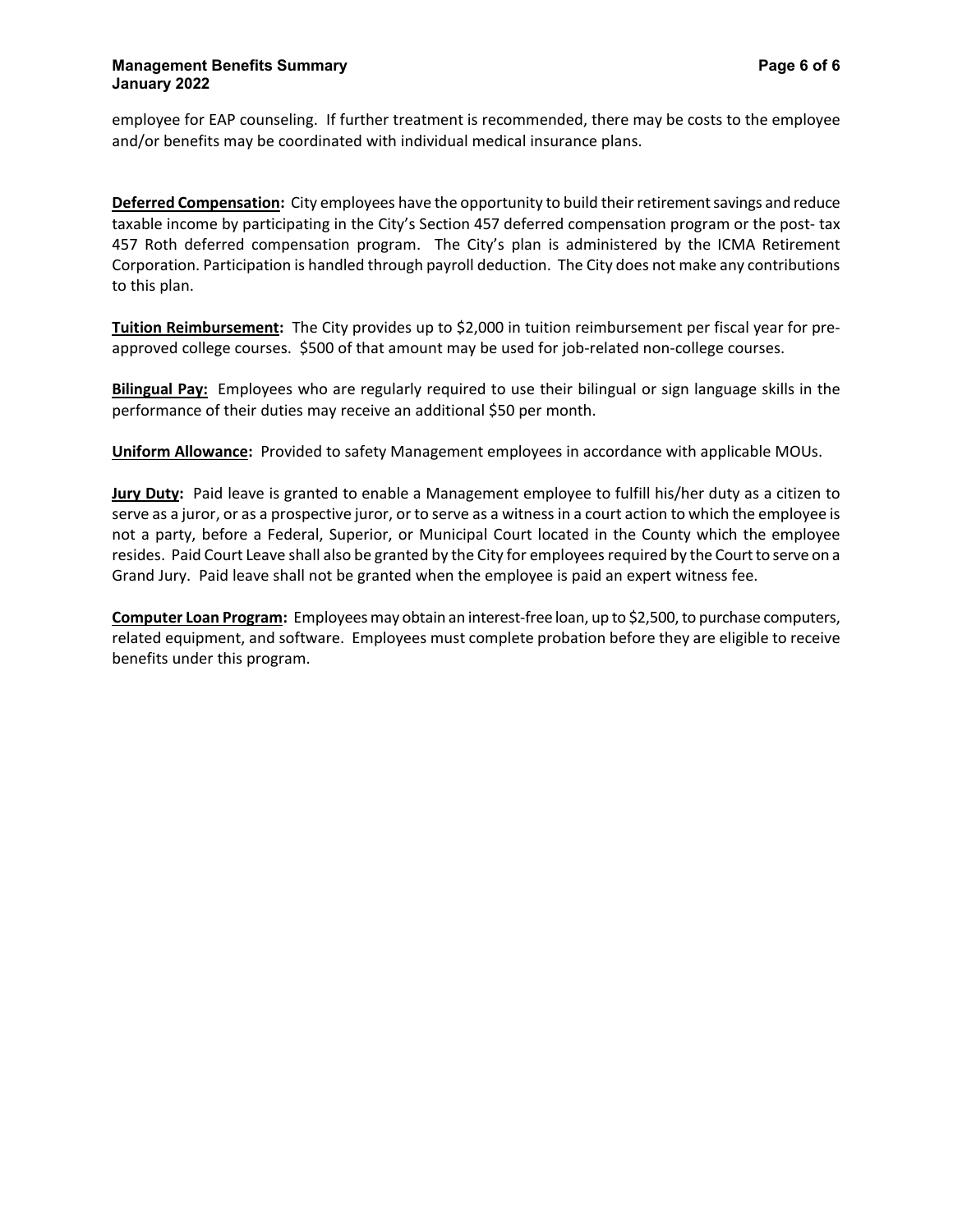employee for EAP counseling. If further treatment is recommended, there may be costs to the employee and/or benefits may be coordinated with individual medical insurance plans.

**Deferred Compensation:** City employees have the opportunity to build their retirement savings and reduce taxable income by participating in the City's Section 457 deferred compensation program or the post- tax 457 Roth deferred compensation program. The City's plan is administered by the ICMA Retirement Corporation. Participation is handled through payroll deduction. The City does not make any contributions to this plan.

**Tuition Reimbursement:** The City provides up to $2,000 in tuition reimbursement per fiscal year for pre-approved college courses. $500 of that amount may be used for job-related non-college courses.

**Bilingual Pay:** Employees who are regularly required to use their bilingual or sign language skills in the performance of their duties may receive an additional $50 per month.

**Uniform Allowance:** Provided to safety Management employees in accordance with applicable MOUs.

**Jury Duty:** Paid leave is granted to enable a Management employee to fulfill his/her duty as a citizen to serve as a juror, or as a prospective juror, or to serve as a witness in a court action to which the employee is not a party, before a Federal, Superior, or Municipal Court located in the County which the employee resides. Paid Court Leave shall also be granted by the City for employees required by the Court to serve on a Grand Jury. Paid leave shall not be granted when the employee is paid an expert witness fee.

**Computer Loan Program:** Employees may obtain an interest-free loan, up to $2,500, to purchase computers, related equipment, and software. Employees must complete probation before they are eligible to receive benefits under this program.